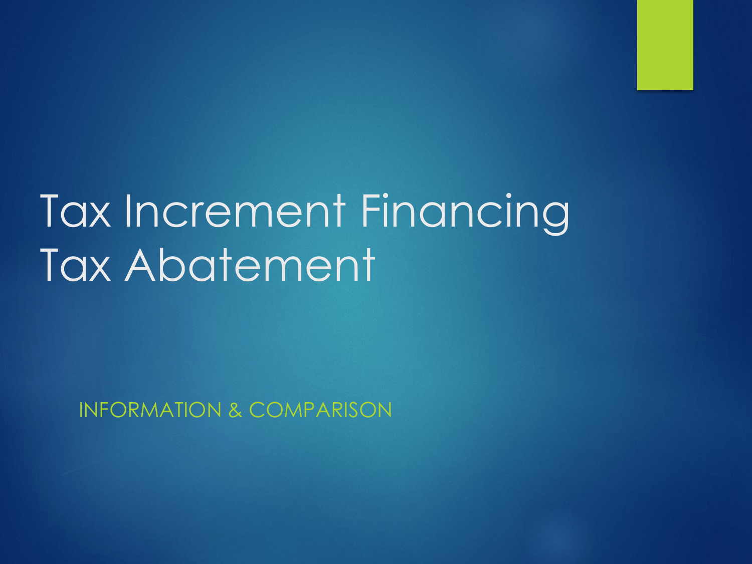# Tax Increment Financing
# Tax Abatement

INFORMATION & COMPARISON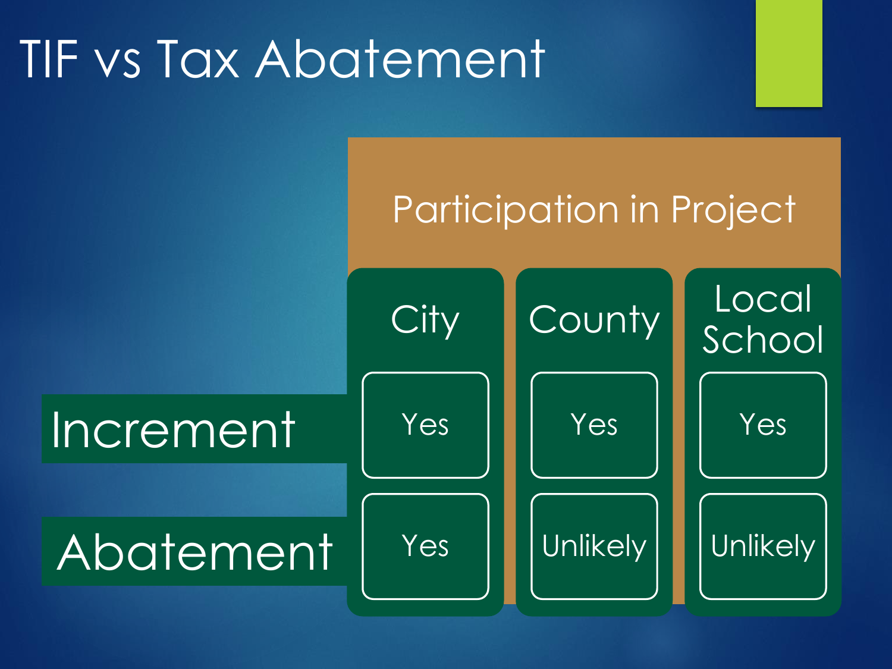# TIF vs Tax Abatement

| | Participation in Project | | |
|---|---|---|---|
| | City | County | Local School |
| Increment | Yes | Yes | Yes |
| Abatement | Yes | Unlikely | Unlikely |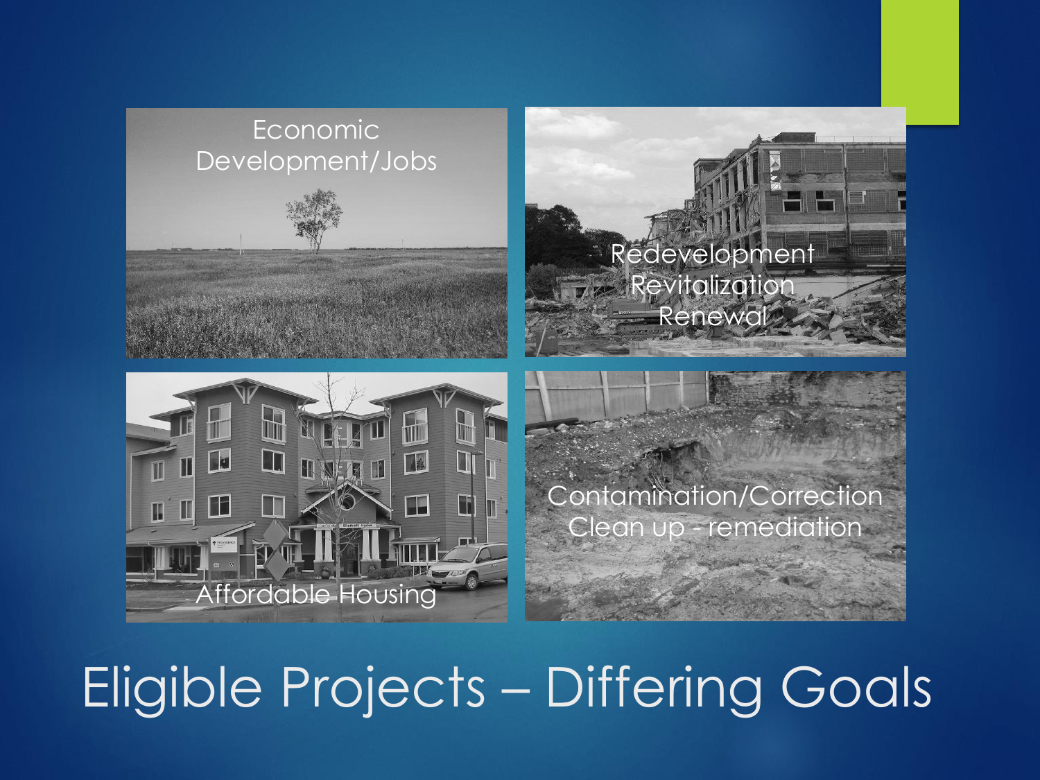# Eligible Projects – Differing Goals

Economic Development/Jobs

Redevelopment
Revitalization
Renewal

Affordable Housing

Contamination/Correction
Clean up - remediation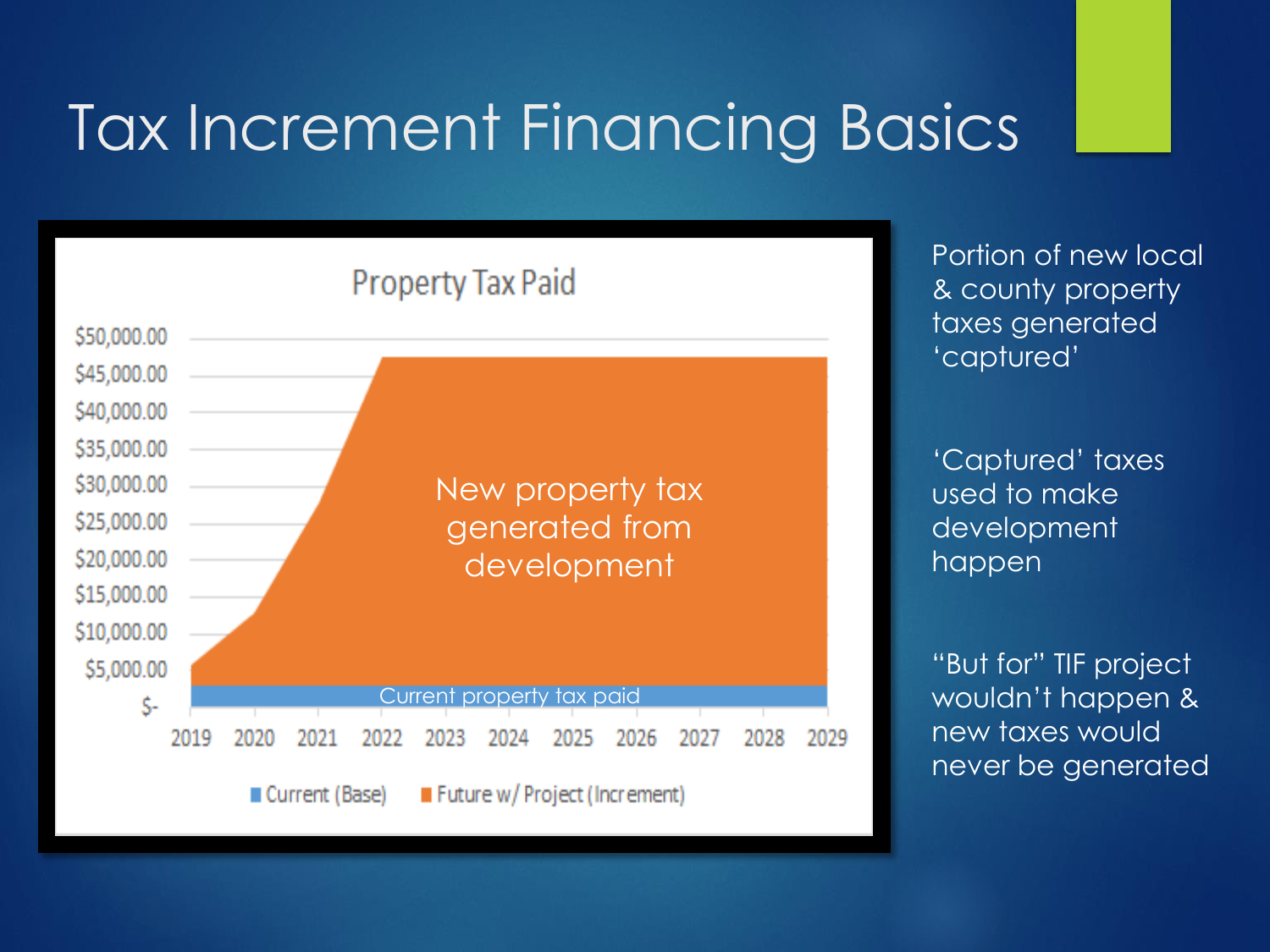# Tax Increment Financing Basics

**Property Tax Paid**

$50,000.00
$45,000.00
$40,000.00
$35,000.00
$30,000.00
$25,000.00
$20,000.00
$15,000.00
$10,000.00
$5,000.00
$-

2019 2020 2021 2022 2023 2024 2025 2026 2027 2028 2029

New property tax generated from development

Current property tax paid

Current (Base) · Future w/ Project (Increment)

Portion of new local & county property taxes generated 'captured'

'Captured' taxes used to make development happen

"But for" TIF project wouldn't happen & new taxes would never be generated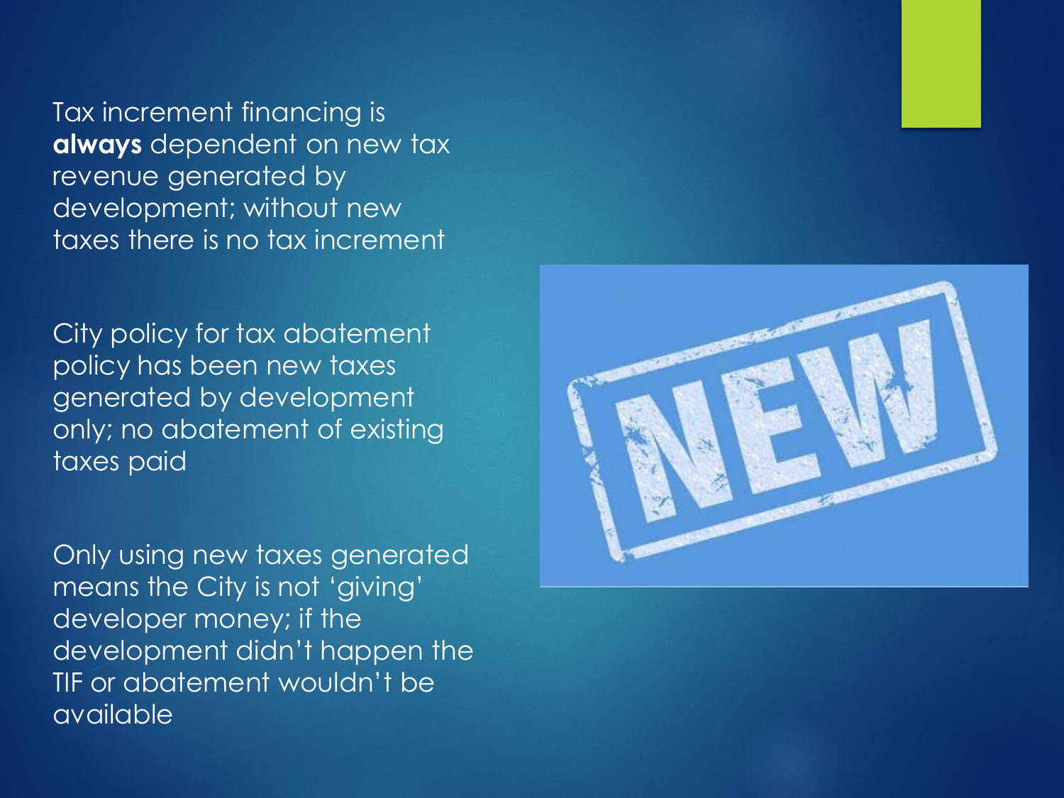Tax increment financing is **always** dependent on new tax revenue generated by development; without new taxes there is no tax increment

City policy for tax abatement policy has been new taxes generated by development only; no abatement of existing taxes paid

Only using new taxes generated means the City is not 'giving' developer money; if the development didn't happen the TIF or abatement wouldn't be available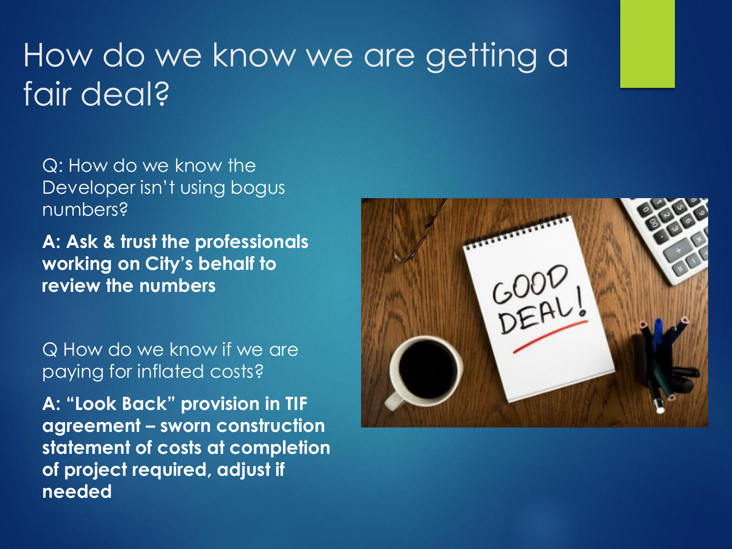# How do we know we are getting a fair deal?

Q: How do we know the Developer isn't using bogus numbers?

**A: Ask & trust the professionals working on City's behalf to review the numbers**

Q How do we know if we are paying for inflated costs?

**A: "Look Back" provision in TIF agreement – sworn construction statement of costs at completion of project required, adjust if needed**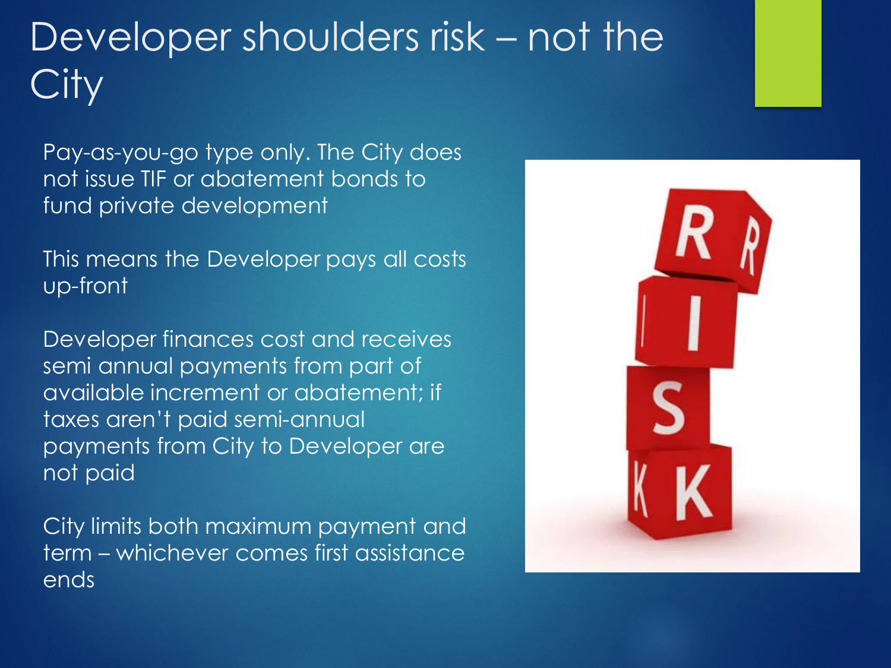# Developer shoulders risk – not the City

Pay-as-you-go type only. The City does not issue TIF or abatement bonds to fund private development

This means the Developer pays all costs up-front

Developer finances cost and receives semi annual payments from part of available increment or abatement; if taxes aren't paid semi-annual payments from City to Developer are not paid

City limits both maximum payment and term – whichever comes first assistance ends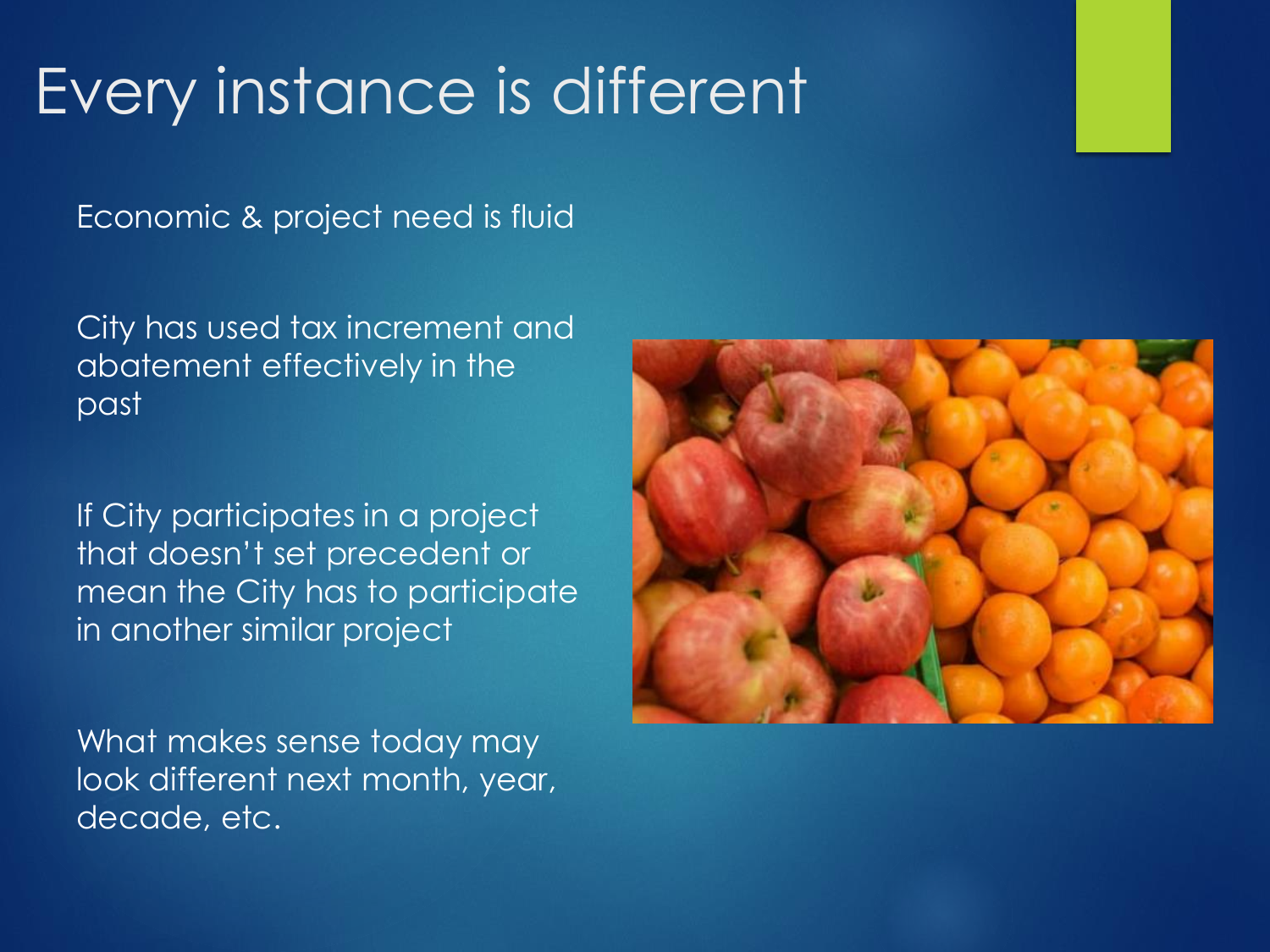# Every instance is different

Economic & project need is fluid

City has used tax increment and abatement effectively in the past

If City participates in a project that doesn't set precedent or mean the City has to participate in another similar project

What makes sense today may look different next month, year, decade, etc.